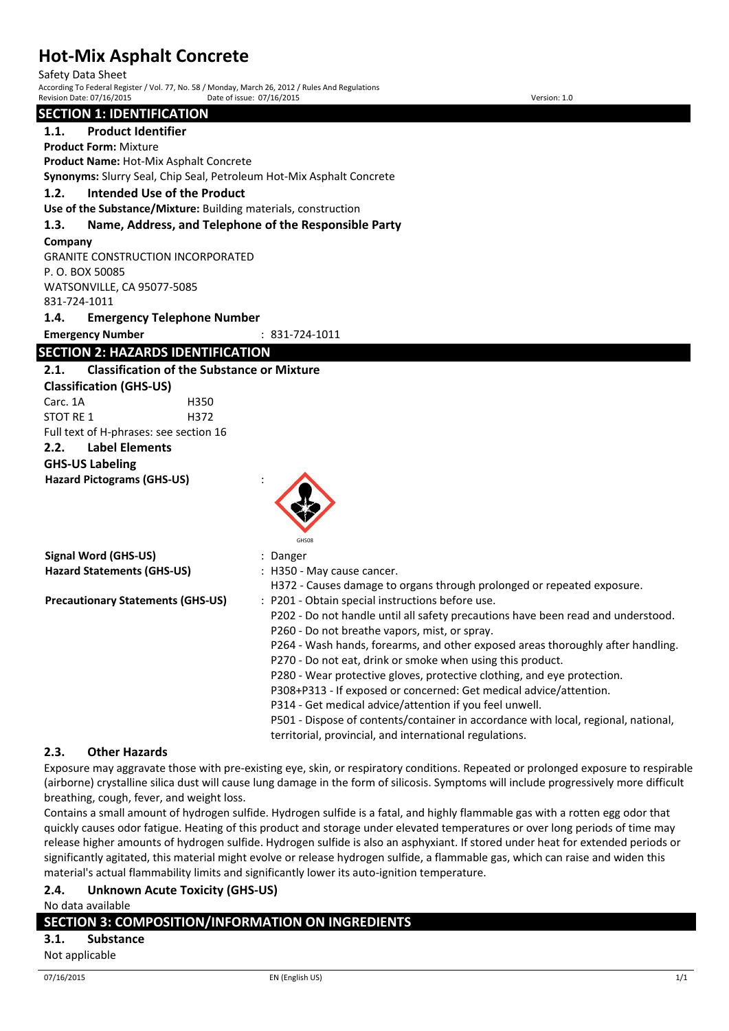# Hot-Mix Asphalt Concrete

Safety Data Sheet

According To Federal Register / Vol. 77, No. 58 / Monday, March 26, 2012 / Rules And Regulations

Revision Date: 07/16/2015 Date of issue: 07/16/2015 Version: 1.0

## SECTION 1: IDENTIFICATION

### 1.1. Product Identifier

**Product Form:** Mixture

**Product Name:** Hot-Mix Asphalt Concrete

**Synonyms:** Slurry Seal, Chip Seal, Petroleum Hot-Mix Asphalt Concrete

### 1.2. Intended Use of the Product

**Use of the Substance/Mixture:** Building materials, construction

### 1.3. Name, Address, and Telephone of the Responsible Party

**Company**

GRANITE CONSTRUCTION INCORPORATED
P. O. BOX 50085
WATSONVILLE, CA 95077-5085
831-724-1011

### 1.4. Emergency Telephone Number

**Emergency Number** : 831-724-1011

## SECTION 2: HAZARDS IDENTIFICATION

### 2.1. Classification of the Substance or Mixture

**Classification (GHS-US)**

| | |
|---|---|
| Carc. 1A | H350 |
| STOT RE 1 | H372 |

Full text of H-phrases: see section 16

### 2.2. Label Elements

**GHS-US Labeling**

**Hazard Pictograms (GHS-US)** :

GHS08

**Signal Word (GHS-US)** : Danger

**Hazard Statements (GHS-US)** : H350 - May cause cancer.
H372 - Causes damage to organs through prolonged or repeated exposure.

**Precautionary Statements (GHS-US)** : P201 - Obtain special instructions before use.
P202 - Do not handle until all safety precautions have been read and understood.
P260 - Do not breathe vapors, mist, or spray.
P264 - Wash hands, forearms, and other exposed areas thoroughly after handling.
P270 - Do not eat, drink or smoke when using this product.
P280 - Wear protective gloves, protective clothing, and eye protection.
P308+P313 - If exposed or concerned: Get medical advice/attention.
P314 - Get medical advice/attention if you feel unwell.
P501 - Dispose of contents/container in accordance with local, regional, national, territorial, provincial, and international regulations.

### 2.3. Other Hazards

Exposure may aggravate those with pre-existing eye, skin, or respiratory conditions. Repeated or prolonged exposure to respirable (airborne) crystalline silica dust will cause lung damage in the form of silicosis. Symptoms will include progressively more difficult breathing, cough, fever, and weight loss.

Contains a small amount of hydrogen sulfide. Hydrogen sulfide is a fatal, and highly flammable gas with a rotten egg odor that quickly causes odor fatigue. Heating of this product and storage under elevated temperatures or over long periods of time may release higher amounts of hydrogen sulfide. Hydrogen sulfide is also an asphyxiant. If stored under heat for extended periods or significantly agitated, this material might evolve or release hydrogen sulfide, a flammable gas, which can raise and widen this material's actual flammability limits and significantly lower its auto-ignition temperature.

### 2.4. Unknown Acute Toxicity (GHS-US)

No data available

## SECTION 3: COMPOSITION/INFORMATION ON INGREDIENTS

### 3.1. Substance

Not applicable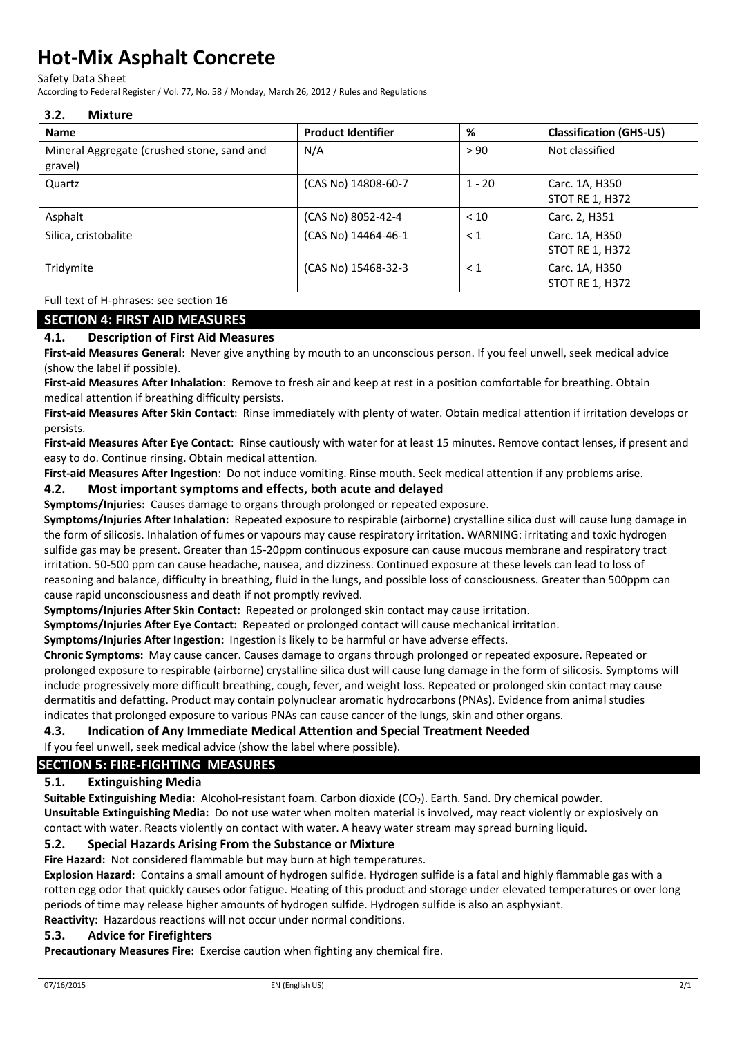### 3.2. Mixture

| Name | Product Identifier | % | Classification (GHS-US) |
|---|---|---|---|
| Mineral Aggregate (crushed stone, sand and gravel) | N/A | > 90 | Not classified |
| Quartz | (CAS No) 14808-60-7 | 1 - 20 | Carc. 1A, H350<br>STOT RE 1, H372 |
| Asphalt | (CAS No) 8052-42-4 | < 10 | Carc. 2, H351 |
| Silica, cristobalite | (CAS No) 14464-46-1 | < 1 | Carc. 1A, H350<br>STOT RE 1, H372 |
| Tridymite | (CAS No) 15468-32-3 | < 1 | Carc. 1A, H350<br>STOT RE 1, H372 |

Full text of H-phrases: see section 16

## SECTION 4: FIRST AID MEASURES

### 4.1. Description of First Aid Measures

**First-aid Measures General**: Never give anything by mouth to an unconscious person. If you feel unwell, seek medical advice (show the label if possible).

**First-aid Measures After Inhalation**: Remove to fresh air and keep at rest in a position comfortable for breathing. Obtain medical attention if breathing difficulty persists.

**First-aid Measures After Skin Contact**: Rinse immediately with plenty of water. Obtain medical attention if irritation develops or persists.

**First-aid Measures After Eye Contact**: Rinse cautiously with water for at least 15 minutes. Remove contact lenses, if present and easy to do. Continue rinsing. Obtain medical attention.

**First-aid Measures After Ingestion**: Do not induce vomiting. Rinse mouth. Seek medical attention if any problems arise.

### 4.2. Most important symptoms and effects, both acute and delayed

**Symptoms/Injuries:** Causes damage to organs through prolonged or repeated exposure.

**Symptoms/Injuries After Inhalation:** Repeated exposure to respirable (airborne) crystalline silica dust will cause lung damage in the form of silicosis. Inhalation of fumes or vapours may cause respiratory irritation. WARNING: irritating and toxic hydrogen sulfide gas may be present. Greater than 15-20ppm continuous exposure can cause mucous membrane and respiratory tract irritation. 50-500 ppm can cause headache, nausea, and dizziness. Continued exposure at these levels can lead to loss of reasoning and balance, difficulty in breathing, fluid in the lungs, and possible loss of consciousness. Greater than 500ppm can cause rapid unconsciousness and death if not promptly revived.

**Symptoms/Injuries After Skin Contact:** Repeated or prolonged skin contact may cause irritation.

**Symptoms/Injuries After Eye Contact:** Repeated or prolonged contact will cause mechanical irritation.

**Symptoms/Injuries After Ingestion:** Ingestion is likely to be harmful or have adverse effects.

**Chronic Symptoms:** May cause cancer. Causes damage to organs through prolonged or repeated exposure. Repeated or prolonged exposure to respirable (airborne) crystalline silica dust will cause lung damage in the form of silicosis. Symptoms will include progressively more difficult breathing, cough, fever, and weight loss. Repeated or prolonged skin contact may cause dermatitis and defatting. Product may contain polynuclear aromatic hydrocarbons (PNAs). Evidence from animal studies indicates that prolonged exposure to various PNAs can cause cancer of the lungs, skin and other organs.

### 4.3. Indication of Any Immediate Medical Attention and Special Treatment Needed

If you feel unwell, seek medical advice (show the label where possible).

## SECTION 5: FIRE-FIGHTING MEASURES

### 5.1. Extinguishing Media

**Suitable Extinguishing Media:** Alcohol-resistant foam. Carbon dioxide ($CO_2$). Earth. Sand. Dry chemical powder.

**Unsuitable Extinguishing Media:** Do not use water when molten material is involved, may react violently or explosively on contact with water. Reacts violently on contact with water. A heavy water stream may spread burning liquid.

### 5.2. Special Hazards Arising From the Substance or Mixture

**Fire Hazard:** Not considered flammable but may burn at high temperatures.

**Explosion Hazard:** Contains a small amount of hydrogen sulfide. Hydrogen sulfide is a fatal and highly flammable gas with a rotten egg odor that quickly causes odor fatigue. Heating of this product and storage under elevated temperatures or over long periods of time may release higher amounts of hydrogen sulfide. Hydrogen sulfide is also an asphyxiant.

**Reactivity:** Hazardous reactions will not occur under normal conditions.

### 5.3. Advice for Firefighters

**Precautionary Measures Fire:** Exercise caution when fighting any chemical fire.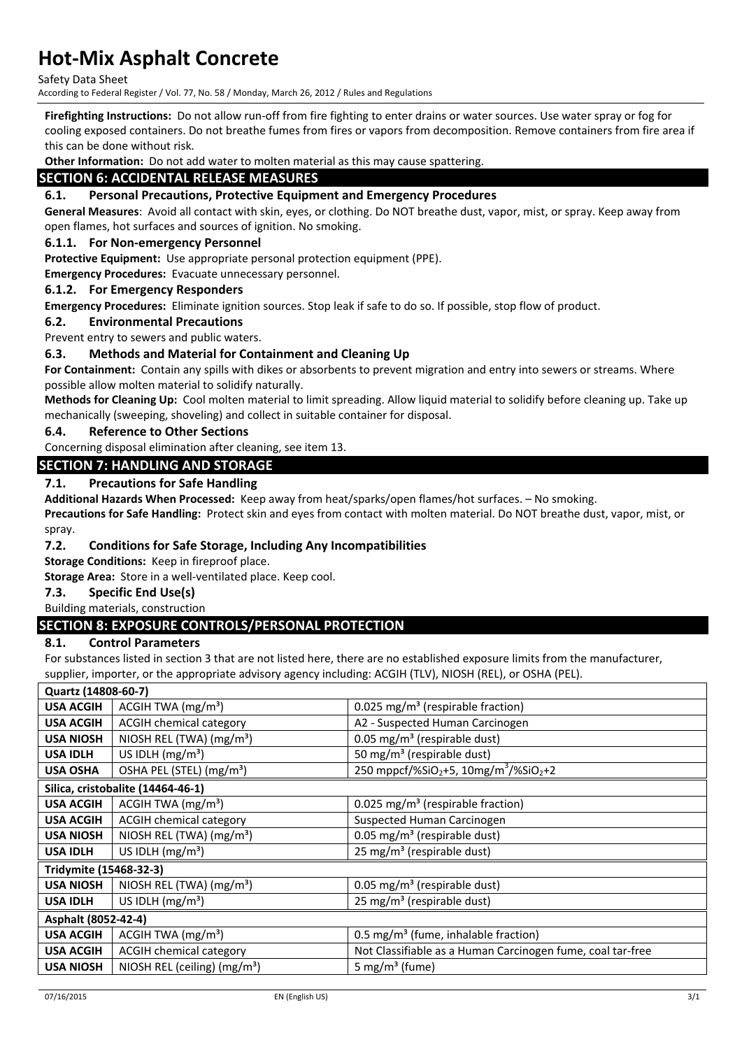**Firefighting Instructions:** Do not allow run-off from fire fighting to enter drains or water sources. Use water spray or fog for cooling exposed containers. Do not breathe fumes from fires or vapors from decomposition. Remove containers from fire area if this can be done without risk.

**Other Information:** Do not add water to molten material as this may cause spattering.

## SECTION 6: ACCIDENTAL RELEASE MEASURES

### 6.1. Personal Precautions, Protective Equipment and Emergency Procedures

**General Measures**: Avoid all contact with skin, eyes, or clothing. Do NOT breathe dust, vapor, mist, or spray. Keep away from open flames, hot surfaces and sources of ignition. No smoking.

#### 6.1.1. For Non-emergency Personnel

**Protective Equipment:** Use appropriate personal protection equipment (PPE).

**Emergency Procedures:** Evacuate unnecessary personnel.

#### 6.1.2. For Emergency Responders

**Emergency Procedures:** Eliminate ignition sources. Stop leak if safe to do so. If possible, stop flow of product.

### 6.2. Environmental Precautions

Prevent entry to sewers and public waters.

### 6.3. Methods and Material for Containment and Cleaning Up

**For Containment:** Contain any spills with dikes or absorbents to prevent migration and entry into sewers or streams. Where possible allow molten material to solidify naturally.

**Methods for Cleaning Up:** Cool molten material to limit spreading. Allow liquid material to solidify before cleaning up. Take up mechanically (sweeping, shoveling) and collect in suitable container for disposal.

### 6.4. Reference to Other Sections

Concerning disposal elimination after cleaning, see item 13.

## SECTION 7: HANDLING AND STORAGE

### 7.1. Precautions for Safe Handling

**Additional Hazards When Processed:** Keep away from heat/sparks/open flames/hot surfaces. – No smoking.

**Precautions for Safe Handling:** Protect skin and eyes from contact with molten material. Do NOT breathe dust, vapor, mist, or spray.

### 7.2. Conditions for Safe Storage, Including Any Incompatibilities

**Storage Conditions:** Keep in fireproof place.

**Storage Area:** Store in a well-ventilated place. Keep cool.

### 7.3. Specific End Use(s)

Building materials, construction

## SECTION 8: EXPOSURE CONTROLS/PERSONAL PROTECTION

### 8.1. Control Parameters

For substances listed in section 3 that are not listed here, there are no established exposure limits from the manufacturer, supplier, importer, or the appropriate advisory agency including: ACGIH (TLV), NIOSH (REL), or OSHA (PEL).

| Quartz (14808-60-7) | | |
|---|---|---|
| **USA ACGIH** | ACGIH TWA ($mg/m^3$) | 0.025 $mg/m^3$ (respirable fraction) |
| **USA ACGIH** | ACGIH chemical category | A2 - Suspected Human Carcinogen |
| **USA NIOSH** | NIOSH REL (TWA) ($mg/m^3$) | 0.05 $mg/m^3$ (respirable dust) |
| **USA IDLH** | US IDLH ($mg/m^3$) | 50 $mg/m^3$ (respirable dust) |
| **USA OSHA** | OSHA PEL (STEL) ($mg/m^3$) | 250 mppcf/%$SiO_2$+5, 10mg/$m^3$/%$SiO_2$+2 |
| **Silica, cristobalite (14464-46-1)** | | |
| **USA ACGIH** | ACGIH TWA ($mg/m^3$) | 0.025 $mg/m^3$ (respirable fraction) |
| **USA ACGIH** | ACGIH chemical category | Suspected Human Carcinogen |
| **USA NIOSH** | NIOSH REL (TWA) ($mg/m^3$) | 0.05 $mg/m^3$ (respirable dust) |
| **USA IDLH** | US IDLH ($mg/m^3$) | 25 $mg/m^3$ (respirable dust) |
| **Tridymite (15468-32-3)** | | |
| **USA NIOSH** | NIOSH REL (TWA) ($mg/m^3$) | 0.05 $mg/m^3$ (respirable dust) |
| **USA IDLH** | US IDLH ($mg/m^3$) | 25 $mg/m^3$ (respirable dust) |
| **Asphalt (8052-42-4)** | | |
| **USA ACGIH** | ACGIH TWA ($mg/m^3$) | 0.5 $mg/m^3$ (fume, inhalable fraction) |
| **USA ACGIH** | ACGIH chemical category | Not Classifiable as a Human Carcinogen fume, coal tar-free |
| **USA NIOSH** | NIOSH REL (ceiling) ($mg/m^3$) | 5 $mg/m^3$ (fume) |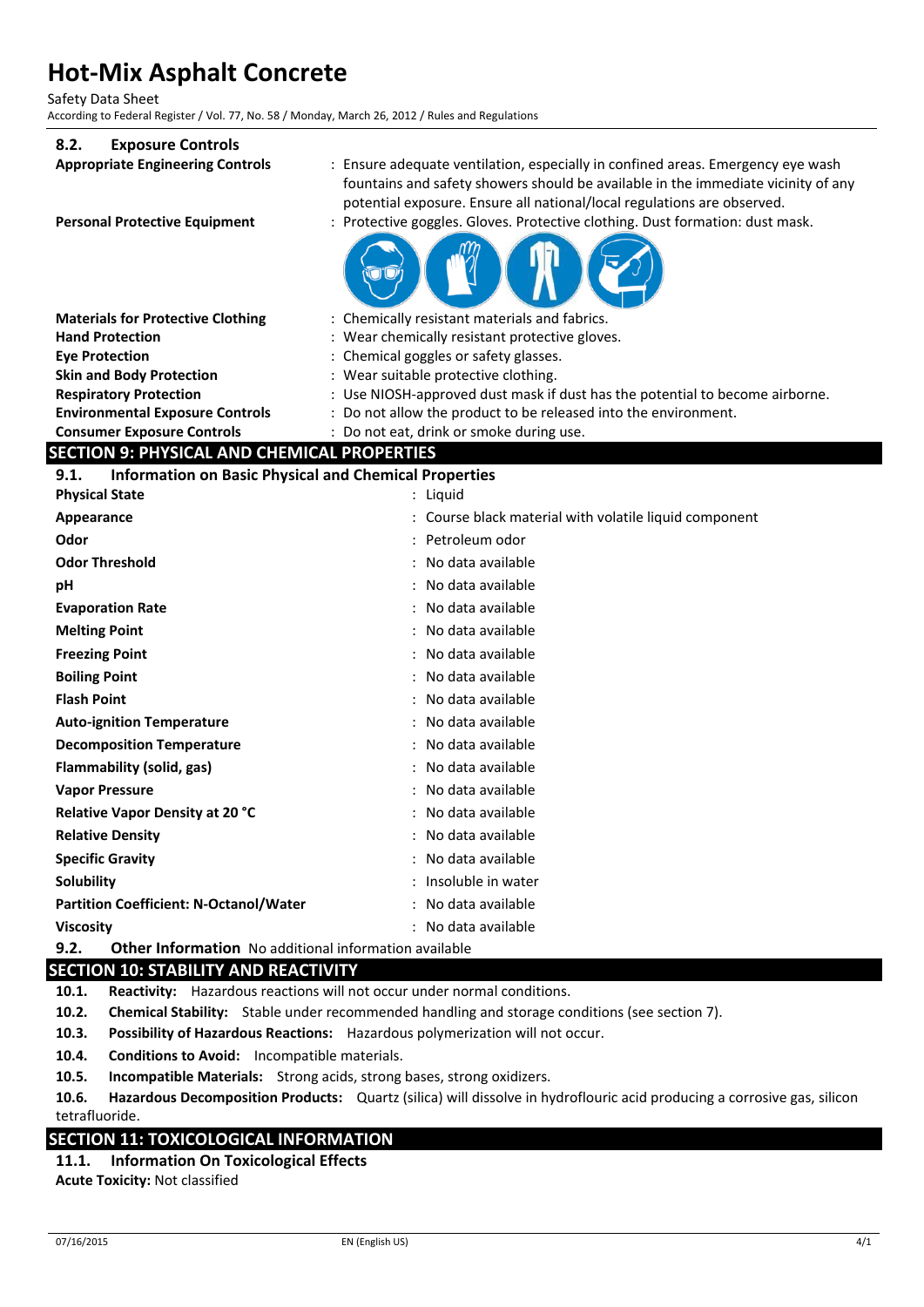### 8.2. Exposure Controls

| | |
|---|---|
| **Appropriate Engineering Controls** | : Ensure adequate ventilation, especially in confined areas. Emergency eye wash fountains and safety showers should be available in the immediate vicinity of any potential exposure. Ensure all national/local regulations are observed. |
| **Personal Protective Equipment** | : Protective goggles. Gloves. Protective clothing. Dust formation: dust mask. |
| **Materials for Protective Clothing** | : Chemically resistant materials and fabrics. |
| **Hand Protection** | : Wear chemically resistant protective gloves. |
| **Eye Protection** | : Chemical goggles or safety glasses. |
| **Skin and Body Protection** | : Wear suitable protective clothing. |
| **Respiratory Protection** | : Use NIOSH-approved dust mask if dust has the potential to become airborne. |
| **Environmental Exposure Controls** | : Do not allow the product to be released into the environment. |
| **Consumer Exposure Controls** | : Do not eat, drink or smoke during use. |

## SECTION 9: PHYSICAL AND CHEMICAL PROPERTIES

### 9.1. Information on Basic Physical and Chemical Properties

| | |
|---|---|
| **Physical State** | : Liquid |
| **Appearance** | : Course black material with volatile liquid component |
| **Odor** | : Petroleum odor |
| **Odor Threshold** | : No data available |
| **pH** | : No data available |
| **Evaporation Rate** | : No data available |
| **Melting Point** | : No data available |
| **Freezing Point** | : No data available |
| **Boiling Point** | : No data available |
| **Flash Point** | : No data available |
| **Auto-ignition Temperature** | : No data available |
| **Decomposition Temperature** | : No data available |
| **Flammability (solid, gas)** | : No data available |
| **Vapor Pressure** | : No data available |
| **Relative Vapor Density at 20 °C** | : No data available |
| **Relative Density** | : No data available |
| **Specific Gravity** | : No data available |
| **Solubility** | : Insoluble in water |
| **Partition Coefficient: N-Octanol/Water** | : No data available |
| **Viscosity** | : No data available |

### 9.2. Other Information

No additional information available

## SECTION 10: STABILITY AND REACTIVITY

**10.1. Reactivity:** Hazardous reactions will not occur under normal conditions.

**10.2. Chemical Stability:** Stable under recommended handling and storage conditions (see section 7).

**10.3. Possibility of Hazardous Reactions:** Hazardous polymerization will not occur.

**10.4. Conditions to Avoid:** Incompatible materials.

**10.5. Incompatible Materials:** Strong acids, strong bases, strong oxidizers.

**10.6. Hazardous Decomposition Products:** Quartz (silica) will dissolve in hydroflouric acid producing a corrosive gas, silicon tetrafluoride.

## SECTION 11: TOXICOLOGICAL INFORMATION

### 11.1. Information On Toxicological Effects

**Acute Toxicity:** Not classified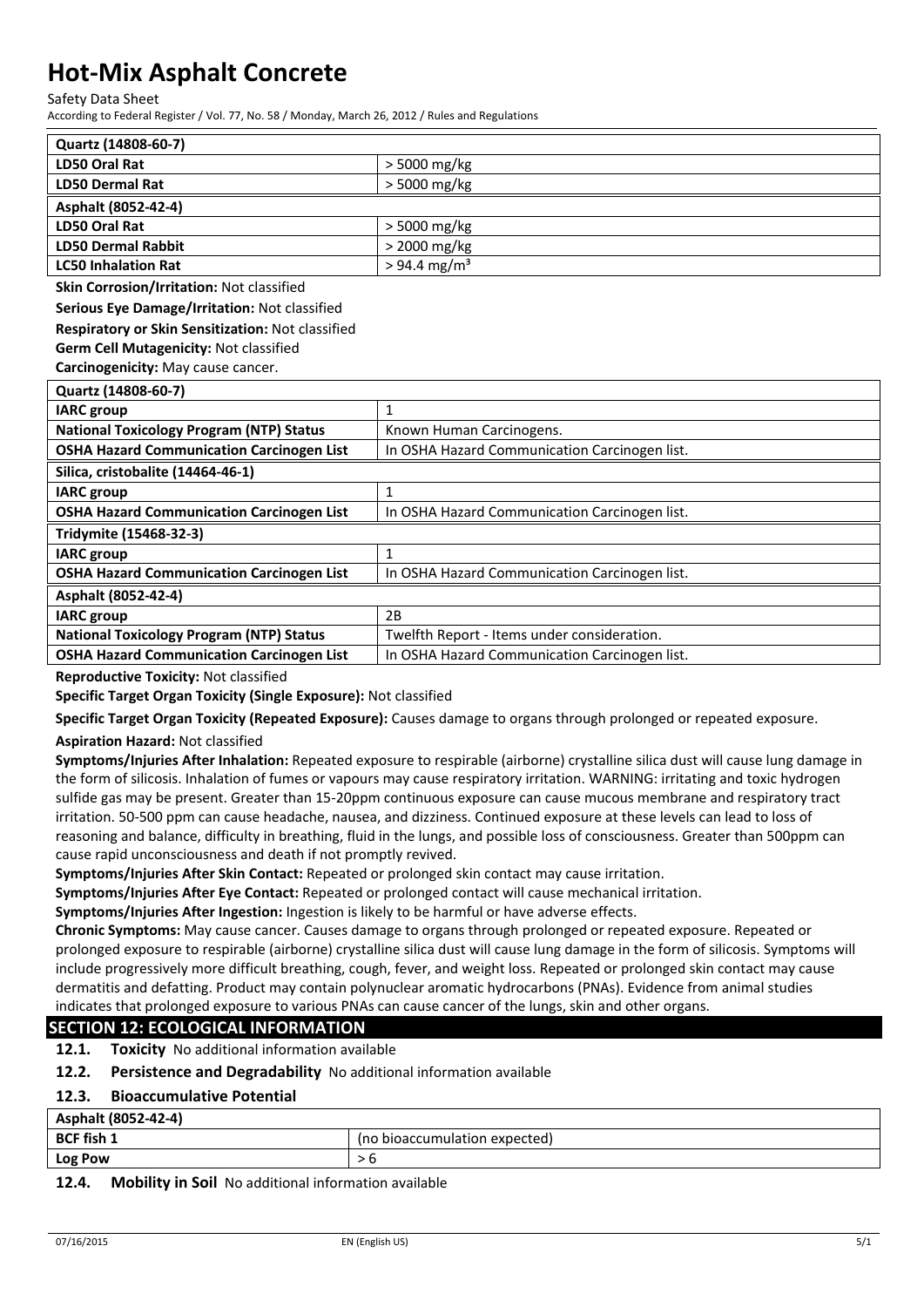| Quartz (14808-60-7) | |
|---|---|
| **LD50 Oral Rat** | > 5000 mg/kg |
| **LD50 Dermal Rat** | > 5000 mg/kg |

| Asphalt (8052-42-4) | |
|---|---|
| **LD50 Oral Rat** | > 5000 mg/kg |
| **LD50 Dermal Rabbit** | > 2000 mg/kg |
| **LC50 Inhalation Rat** | > 94.4 mg/m³ |

**Skin Corrosion/Irritation:** Not classified

**Serious Eye Damage/Irritation:** Not classified

**Respiratory or Skin Sensitization:** Not classified

**Germ Cell Mutagenicity:** Not classified

**Carcinogenicity:** May cause cancer.

| Quartz (14808-60-7) | |
|---|---|
| **IARC group** | 1 |
| **National Toxicology Program (NTP) Status** | Known Human Carcinogens. |
| **OSHA Hazard Communication Carcinogen List** | In OSHA Hazard Communication Carcinogen list. |
| **Silica, cristobalite (14464-46-1)** | |
| **IARC group** | 1 |
| **OSHA Hazard Communication Carcinogen List** | In OSHA Hazard Communication Carcinogen list. |
| **Tridymite (15468-32-3)** | |
| **IARC group** | 1 |
| **OSHA Hazard Communication Carcinogen List** | In OSHA Hazard Communication Carcinogen list. |
| **Asphalt (8052-42-4)** | |
| **IARC group** | 2B |
| **National Toxicology Program (NTP) Status** | Twelfth Report - Items under consideration. |
| **OSHA Hazard Communication Carcinogen List** | In OSHA Hazard Communication Carcinogen list. |

**Reproductive Toxicity:** Not classified

**Specific Target Organ Toxicity (Single Exposure):** Not classified

**Specific Target Organ Toxicity (Repeated Exposure):** Causes damage to organs through prolonged or repeated exposure.

**Aspiration Hazard:** Not classified

**Symptoms/Injuries After Inhalation:** Repeated exposure to respirable (airborne) crystalline silica dust will cause lung damage in the form of silicosis. Inhalation of fumes or vapours may cause respiratory irritation. WARNING: irritating and toxic hydrogen sulfide gas may be present. Greater than 15-20ppm continuous exposure can cause mucous membrane and respiratory tract irritation. 50-500 ppm can cause headache, nausea, and dizziness. Continued exposure at these levels can lead to loss of reasoning and balance, difficulty in breathing, fluid in the lungs, and possible loss of consciousness. Greater than 500ppm can cause rapid unconsciousness and death if not promptly revived.

**Symptoms/Injuries After Skin Contact:** Repeated or prolonged skin contact may cause irritation.

**Symptoms/Injuries After Eye Contact:** Repeated or prolonged contact will cause mechanical irritation.

**Symptoms/Injuries After Ingestion:** Ingestion is likely to be harmful or have adverse effects.

**Chronic Symptoms:** May cause cancer. Causes damage to organs through prolonged or repeated exposure. Repeated or prolonged exposure to respirable (airborne) crystalline silica dust will cause lung damage in the form of silicosis. Symptoms will include progressively more difficult breathing, cough, fever, and weight loss. Repeated or prolonged skin contact may cause dermatitis and defatting. Product may contain polynuclear aromatic hydrocarbons (PNAs). Evidence from animal studies indicates that prolonged exposure to various PNAs can cause cancer of the lungs, skin and other organs.

## SECTION 12: ECOLOGICAL INFORMATION

**12.1. Toxicity** No additional information available

**12.2. Persistence and Degradability** No additional information available

### 12.3. Bioaccumulative Potential

| Asphalt (8052-42-4) | |
|---|---|
| **BCF fish 1** | (no bioaccumulation expected) |
| **Log Pow** | > 6 |

**12.4. Mobility in Soil** No additional information available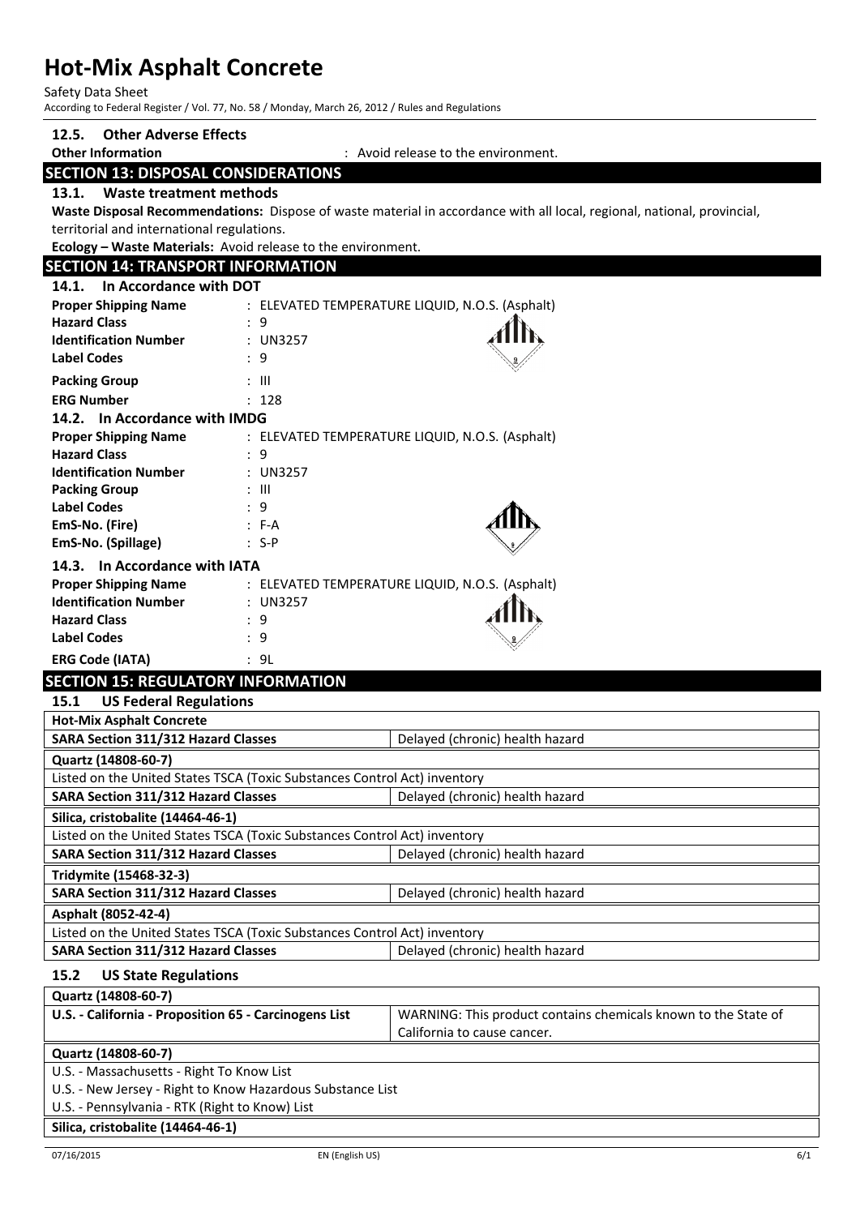### 12.5. Other Adverse Effects

**Other Information** : Avoid release to the environment.

## SECTION 13: DISPOSAL CONSIDERATIONS

### 13.1. Waste treatment methods

**Waste Disposal Recommendations:** Dispose of waste material in accordance with all local, regional, national, provincial, territorial and international regulations.

**Ecology – Waste Materials:** Avoid release to the environment.

## SECTION 14: TRANSPORT INFORMATION

### 14.1. In Accordance with DOT

**Proper Shipping Name** : ELEVATED TEMPERATURE LIQUID, N.O.S. (Asphalt)
**Hazard Class** : 9
**Identification Number** : UN3257
**Label Codes** : 9
**Packing Group** : III
**ERG Number** : 128

### 14.2. In Accordance with IMDG

**Proper Shipping Name** : ELEVATED TEMPERATURE LIQUID, N.O.S. (Asphalt)
**Hazard Class** : 9
**Identification Number** : UN3257
**Packing Group** : III
**Label Codes** : 9
**EmS-No. (Fire)** : F-A
**EmS-No. (Spillage)** : S-P

### 14.3. In Accordance with IATA

**Proper Shipping Name** : ELEVATED TEMPERATURE LIQUID, N.O.S. (Asphalt)
**Identification Number** : UN3257
**Hazard Class** : 9
**Label Codes** : 9
**ERG Code (IATA)** : 9L

## SECTION 15: REGULATORY INFORMATION

### 15.1 US Federal Regulations

| **Hot-Mix Asphalt Concrete** | |
|---|---|
| **SARA Section 311/312 Hazard Classes** | Delayed (chronic) health hazard |
| **Quartz (14808-60-7)** | |
| Listed on the United States TSCA (Toxic Substances Control Act) inventory | |
| **SARA Section 311/312 Hazard Classes** | Delayed (chronic) health hazard |
| **Silica, cristobalite (14464-46-1)** | |
| Listed on the United States TSCA (Toxic Substances Control Act) inventory | |
| **SARA Section 311/312 Hazard Classes** | Delayed (chronic) health hazard |
| **Tridymite (15468-32-3)** | |
| **SARA Section 311/312 Hazard Classes** | Delayed (chronic) health hazard |
| **Asphalt (8052-42-4)** | |
| Listed on the United States TSCA (Toxic Substances Control Act) inventory | |
| **SARA Section 311/312 Hazard Classes** | Delayed (chronic) health hazard |

### 15.2 US State Regulations

| **Quartz (14808-60-7)** | |
|---|---|
| **U.S. - California - Proposition 65 - Carcinogens List** | WARNING: This product contains chemicals known to the State of California to cause cancer. |
| **Quartz (14808-60-7)** | |
| U.S. - Massachusetts - Right To Know List | |
| U.S. - New Jersey - Right to Know Hazardous Substance List | |
| U.S. - Pennsylvania - RTK (Right to Know) List | |
| **Silica, cristobalite (14464-46-1)** | |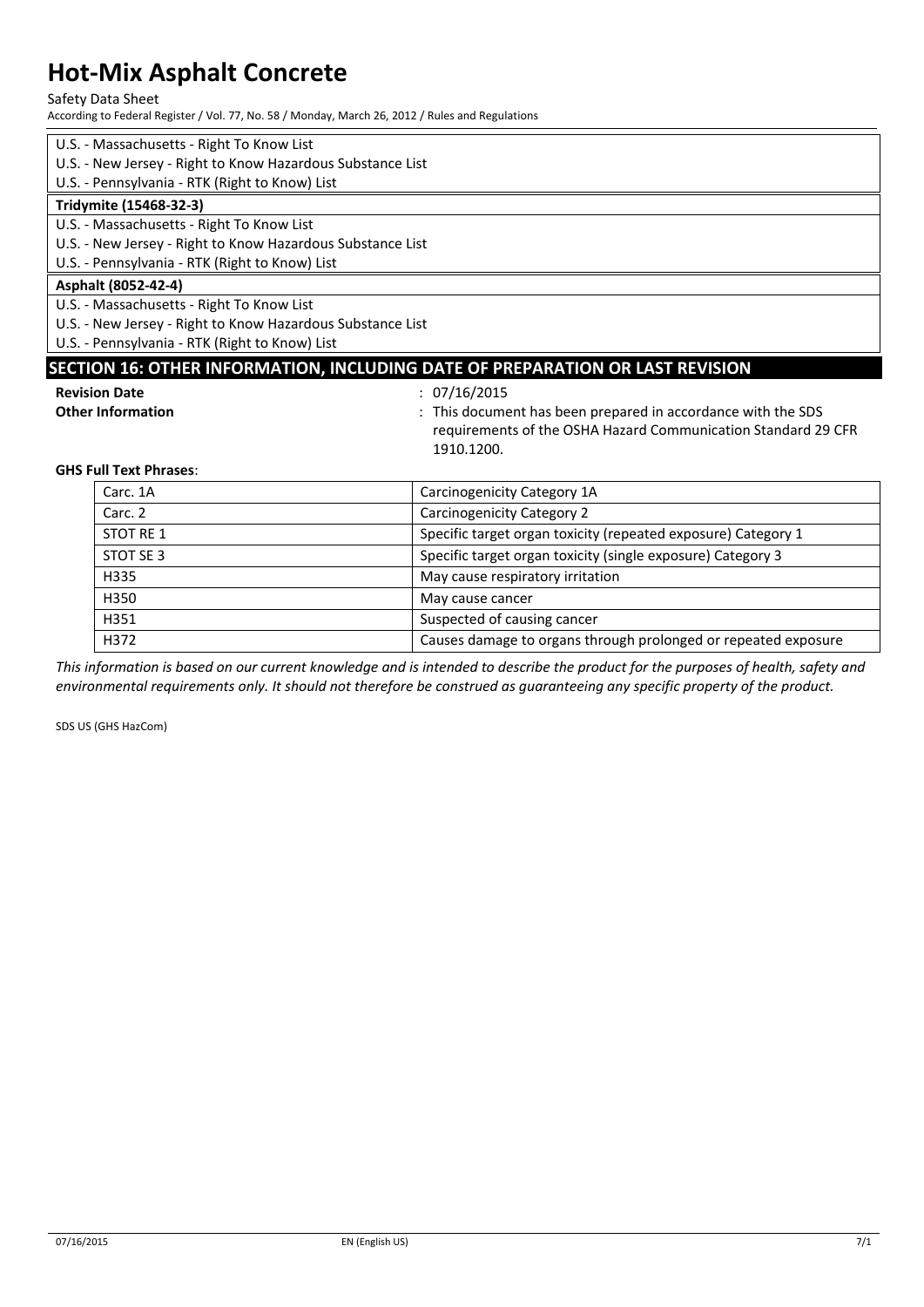U.S. - Massachusetts - Right To Know List
U.S. - New Jersey - Right to Know Hazardous Substance List
U.S. - Pennsylvania - RTK (Right to Know) List

**Tridymite (15468-32-3)**

U.S. - Massachusetts - Right To Know List
U.S. - New Jersey - Right to Know Hazardous Substance List
U.S. - Pennsylvania - RTK (Right to Know) List

**Asphalt (8052-42-4)**

U.S. - Massachusetts - Right To Know List
U.S. - New Jersey - Right to Know Hazardous Substance List
U.S. - Pennsylvania - RTK (Right to Know) List

## SECTION 16: OTHER INFORMATION, INCLUDING DATE OF PREPARATION OR LAST REVISION

**Revision Date** : 07/16/2015

**Other Information** : This document has been prepared in accordance with the SDS requirements of the OSHA Hazard Communication Standard 29 CFR 1910.1200.

**GHS Full Text Phrases**:

| | |
|---|---|
| Carc. 1A | Carcinogenicity Category 1A |
| Carc. 2 | Carcinogenicity Category 2 |
| STOT RE 1 | Specific target organ toxicity (repeated exposure) Category 1 |
| STOT SE 3 | Specific target organ toxicity (single exposure) Category 3 |
| H335 | May cause respiratory irritation |
| H350 | May cause cancer |
| H351 | Suspected of causing cancer |
| H372 | Causes damage to organs through prolonged or repeated exposure |

*This information is based on our current knowledge and is intended to describe the product for the purposes of health, safety and environmental requirements only. It should not therefore be construed as guaranteeing any specific property of the product.*

SDS US (GHS HazCom)